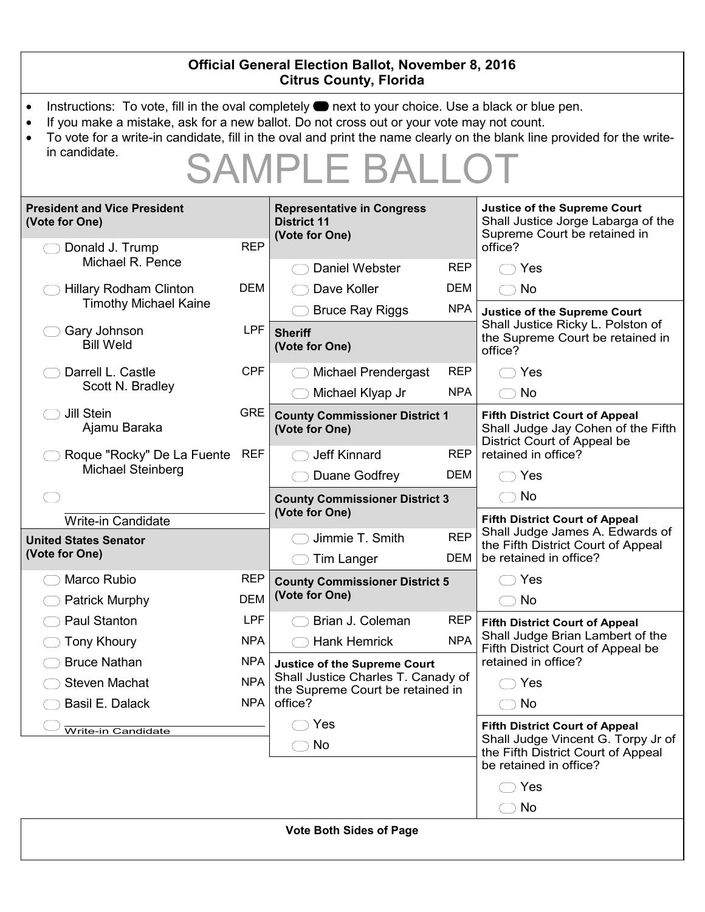# Official General Election Ballot, November 8, 2016
## Citrus County, Florida

- Instructions: To vote, fill in the oval completely next to your choice. Use a black or blue pen.
- If you make a mistake, ask for a new ballot. Do not cross out or your vote may not count.
- To vote for a write-in candidate, fill in the oval and print the name clearly on the blank line provided for the write-in candidate.

SAMPLE BALLOT

### President and Vice President (Vote for One)

| Candidate | Party |
|---|---|
| Donald J. Trump / Michael R. Pence | REP |
| Hillary Rodham Clinton / Timothy Michael Kaine | DEM |
| Gary Johnson / Bill Weld | LPF |
| Darrell L. Castle / Scott N. Bradley | CPF |
| Jill Stein / Ajamu Baraka | GRE |
| Roque "Rocky" De La Fuente / Michael Steinberg | REF |
| Write-in Candidate | |

### United States Senator (Vote for One)

| Candidate | Party |
|---|---|
| Marco Rubio | REP |
| Patrick Murphy | DEM |
| Paul Stanton | LPF |
| Tony Khoury | NPA |
| Bruce Nathan | NPA |
| Steven Machat | NPA |
| Basil E. Dalack | NPA |
| Write-in Candidate | |

### Representative in Congress District 11 (Vote for One)

| Candidate | Party |
|---|---|
| Daniel Webster | REP |
| Dave Koller | DEM |
| Bruce Ray Riggs | NPA |

### Sheriff (Vote for One)

| Candidate | Party |
|---|---|
| Michael Prendergast | REP |
| Michael Klyap Jr | NPA |

### County Commissioner District 1 (Vote for One)

| Candidate | Party |
|---|---|
| Jeff Kinnard | REP |
| Duane Godfrey | DEM |

### County Commissioner District 3 (Vote for One)

| Candidate | Party |
|---|---|
| Jimmie T. Smith | REP |
| Tim Langer | DEM |

### County Commissioner District 5 (Vote for One)

| Candidate | Party |
|---|---|
| Brian J. Coleman | REP |
| Hank Hemrick | NPA |

### Justice of the Supreme Court
Shall Justice Charles T. Canady of the Supreme Court be retained in office?

- Yes
- No

### Justice of the Supreme Court
Shall Justice Jorge Labarga of the Supreme Court be retained in office?

- Yes
- No

### Justice of the Supreme Court
Shall Justice Ricky L. Polston of the Supreme Court be retained in office?

- Yes
- No

### Fifth District Court of Appeal
Shall Judge Jay Cohen of the Fifth District Court of Appeal be retained in office?

- Yes
- No

### Fifth District Court of Appeal
Shall Judge James A. Edwards of the Fifth District Court of Appeal be retained in office?

- Yes
- No

### Fifth District Court of Appeal
Shall Judge Brian Lambert of the Fifth District Court of Appeal be retained in office?

- Yes
- No

### Fifth District Court of Appeal
Shall Judge Vincent G. Torpy Jr of the Fifth District Court of Appeal be retained in office?

- Yes
- No

**Vote Both Sides of Page**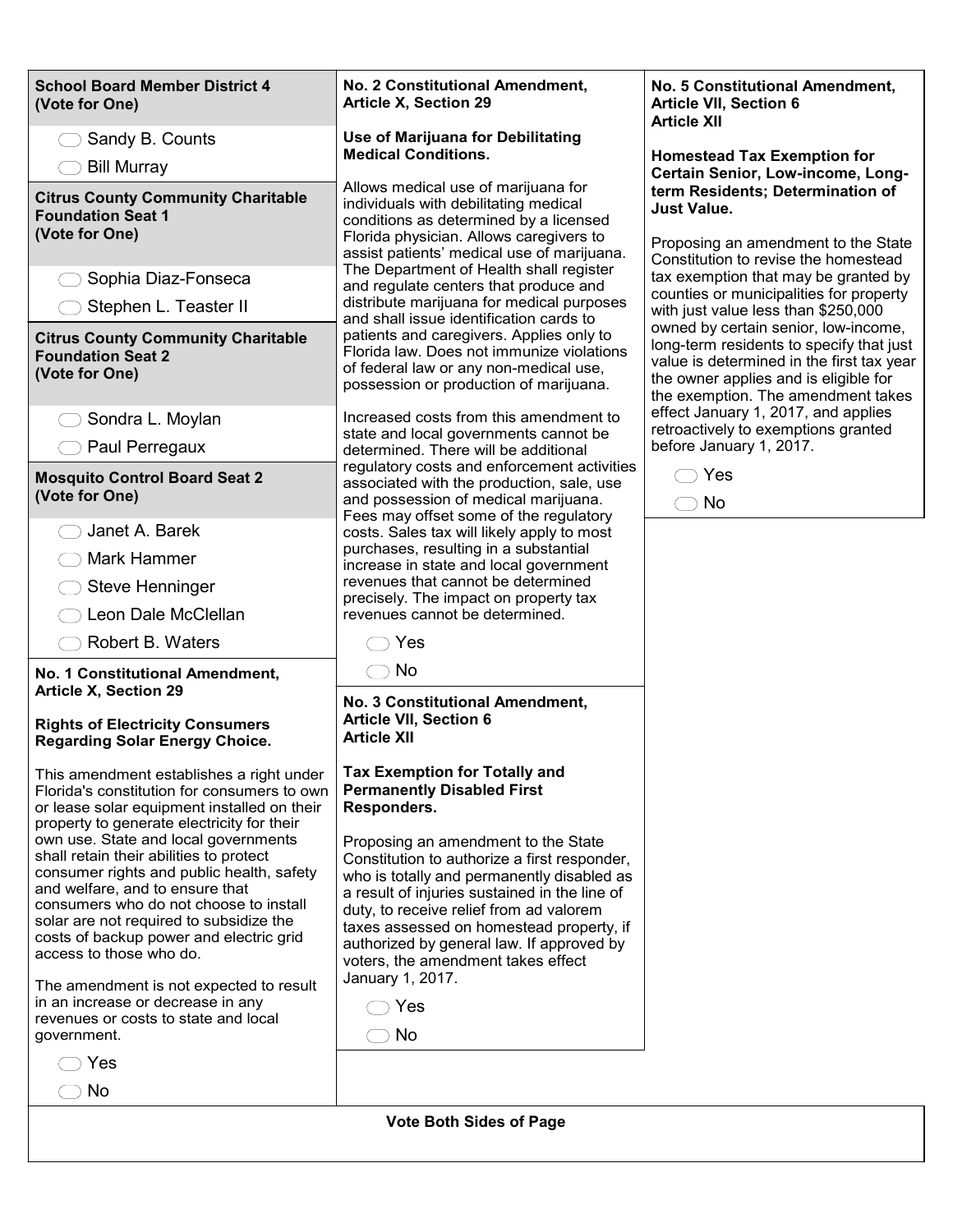**School Board Member District 4**
**(Vote for One)**

- ◯ Sandy B. Counts
- ◯ Bill Murray

**Citrus County Community Charitable Foundation Seat 1**
**(Vote for One)**

- ◯ Sophia Diaz-Fonseca
- ◯ Stephen L. Teaster II

**Citrus County Community Charitable Foundation Seat 2**
**(Vote for One)**

- ◯ Sondra L. Moylan
- ◯ Paul Perregaux

**Mosquito Control Board Seat 2**
**(Vote for One)**

- ◯ Janet A. Barek
- ◯ Mark Hammer
- ◯ Steve Henninger
- ◯ Leon Dale McClellan
- ◯ Robert B. Waters

**No. 1 Constitutional Amendment, Article X, Section 29**

**Rights of Electricity Consumers Regarding Solar Energy Choice.**

This amendment establishes a right under Florida's constitution for consumers to own or lease solar equipment installed on their property to generate electricity for their own use. State and local governments shall retain their abilities to protect consumer rights and public health, safety and welfare, and to ensure that consumers who do not choose to install solar are not required to subsidize the costs of backup power and electric grid access to those who do.

The amendment is not expected to result in an increase or decrease in any revenues or costs to state and local government.

- ◯ Yes
- ◯ No

**No. 2 Constitutional Amendment, Article X, Section 29**

**Use of Marijuana for Debilitating Medical Conditions.**

Allows medical use of marijuana for individuals with debilitating medical conditions as determined by a licensed Florida physician. Allows caregivers to assist patients' medical use of marijuana. The Department of Health shall register and regulate centers that produce and distribute marijuana for medical purposes and shall issue identification cards to patients and caregivers. Applies only to Florida law. Does not immunize violations of federal law or any non-medical use, possession or production of marijuana.

Increased costs from this amendment to state and local governments cannot be determined. There will be additional regulatory costs and enforcement activities associated with the production, sale, use and possession of medical marijuana. Fees may offset some of the regulatory costs. Sales tax will likely apply to most purchases, resulting in a substantial increase in state and local government revenues that cannot be determined precisely. The impact on property tax revenues cannot be determined.

- ◯ Yes
- ◯ No

**No. 3 Constitutional Amendment, Article VII, Section 6 Article XII**

**Tax Exemption for Totally and Permanently Disabled First Responders.**

Proposing an amendment to the State Constitution to authorize a first responder, who is totally and permanently disabled as a result of injuries sustained in the line of duty, to receive relief from ad valorem taxes assessed on homestead property, if authorized by general law. If approved by voters, the amendment takes effect January 1, 2017.

- ◯ Yes
- ◯ No

**No. 5 Constitutional Amendment, Article VII, Section 6 Article XII**

**Homestead Tax Exemption for Certain Senior, Low-income, Long-term Residents; Determination of Just Value.**

Proposing an amendment to the State Constitution to revise the homestead tax exemption that may be granted by counties or municipalities for property with just value less than $250,000 owned by certain senior, low-income, long-term residents to specify that just value is determined in the first tax year the owner applies and is eligible for the exemption. The amendment takes effect January 1, 2017, and applies retroactively to exemptions granted before January 1, 2017.

- ◯ Yes
- ◯ No

**Vote Both Sides of Page**